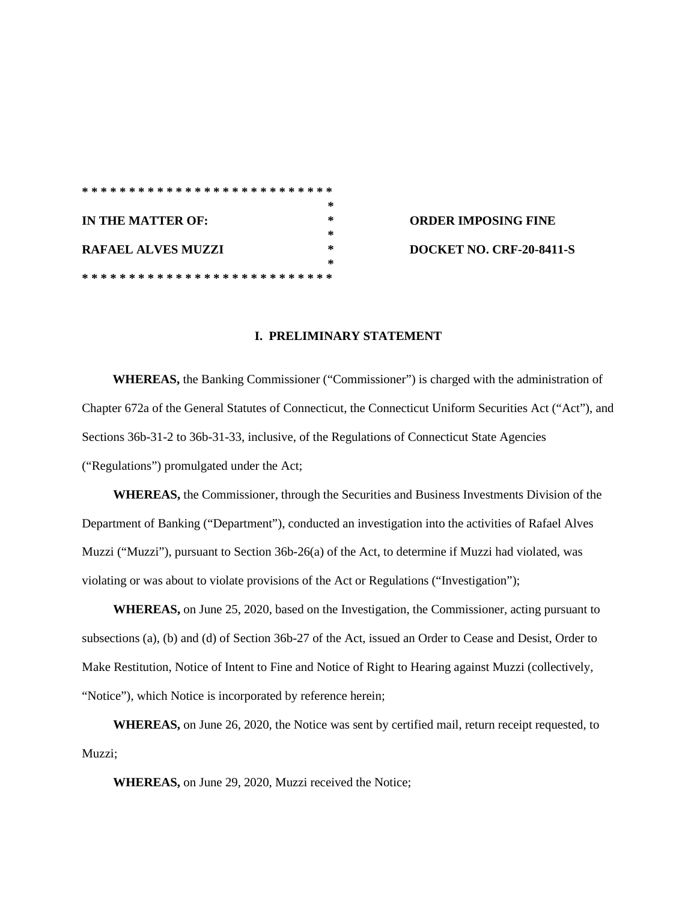\* \* \* \* \* \* \* \* \* \* \* \* \* \* \* \* \* \* \* \* \* \* \* \* \* \* \*

| | | |
|---|---|---|
| **IN THE MATTER OF:** | * | **ORDER IMPOSING FINE** |
| **RAFAEL ALVES MUZZI** | * | **DOCKET NO. CRF-20-8411-S** |

\* \* \* \* \* \* \* \* \* \* \* \* \* \* \* \* \* \* \* \* \* \* \* \* \* \* \*

## I. PRELIMINARY STATEMENT

**WHEREAS,** the Banking Commissioner ("Commissioner") is charged with the administration of Chapter 672a of the General Statutes of Connecticut, the Connecticut Uniform Securities Act ("Act"), and Sections 36b-31-2 to 36b-31-33, inclusive, of the Regulations of Connecticut State Agencies ("Regulations") promulgated under the Act;

**WHEREAS,** the Commissioner, through the Securities and Business Investments Division of the Department of Banking ("Department"), conducted an investigation into the activities of Rafael Alves Muzzi ("Muzzi"), pursuant to Section 36b-26(a) of the Act, to determine if Muzzi had violated, was violating or was about to violate provisions of the Act or Regulations ("Investigation");

**WHEREAS,** on June 25, 2020, based on the Investigation, the Commissioner, acting pursuant to subsections (a), (b) and (d) of Section 36b-27 of the Act, issued an Order to Cease and Desist, Order to Make Restitution, Notice of Intent to Fine and Notice of Right to Hearing against Muzzi (collectively, "Notice"), which Notice is incorporated by reference herein;

**WHEREAS,** on June 26, 2020, the Notice was sent by certified mail, return receipt requested, to Muzzi;

**WHEREAS,** on June 29, 2020, Muzzi received the Notice;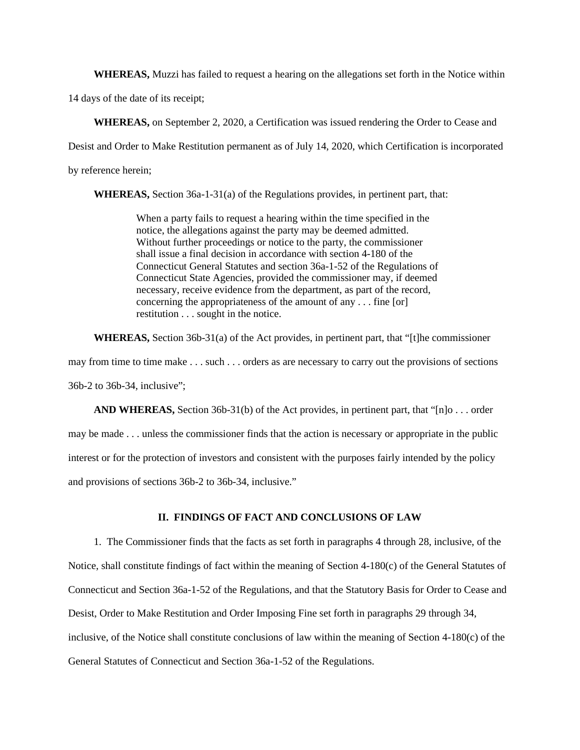**WHEREAS,** Muzzi has failed to request a hearing on the allegations set forth in the Notice within 14 days of the date of its receipt;

**WHEREAS,** on September 2, 2020, a Certification was issued rendering the Order to Cease and Desist and Order to Make Restitution permanent as of July 14, 2020, which Certification is incorporated by reference herein;

**WHEREAS,** Section 36a-1-31(a) of the Regulations provides, in pertinent part, that:

> When a party fails to request a hearing within the time specified in the notice, the allegations against the party may be deemed admitted. Without further proceedings or notice to the party, the commissioner shall issue a final decision in accordance with section 4-180 of the Connecticut General Statutes and section 36a-1-52 of the Regulations of Connecticut State Agencies, provided the commissioner may, if deemed necessary, receive evidence from the department, as part of the record, concerning the appropriateness of the amount of any . . . fine [or] restitution . . . sought in the notice.

**WHEREAS,** Section 36b-31(a) of the Act provides, in pertinent part, that "[t]he commissioner may from time to time make . . . such . . . orders as are necessary to carry out the provisions of sections 36b-2 to 36b-34, inclusive";

**AND WHEREAS,** Section 36b-31(b) of the Act provides, in pertinent part, that "[n]o . . . order may be made . . . unless the commissioner finds that the action is necessary or appropriate in the public interest or for the protection of investors and consistent with the purposes fairly intended by the policy and provisions of sections 36b-2 to 36b-34, inclusive."

## II. FINDINGS OF FACT AND CONCLUSIONS OF LAW

1. The Commissioner finds that the facts as set forth in paragraphs 4 through 28, inclusive, of the Notice, shall constitute findings of fact within the meaning of Section 4-180(c) of the General Statutes of Connecticut and Section 36a-1-52 of the Regulations, and that the Statutory Basis for Order to Cease and Desist, Order to Make Restitution and Order Imposing Fine set forth in paragraphs 29 through 34, inclusive, of the Notice shall constitute conclusions of law within the meaning of Section 4-180(c) of the General Statutes of Connecticut and Section 36a-1-52 of the Regulations.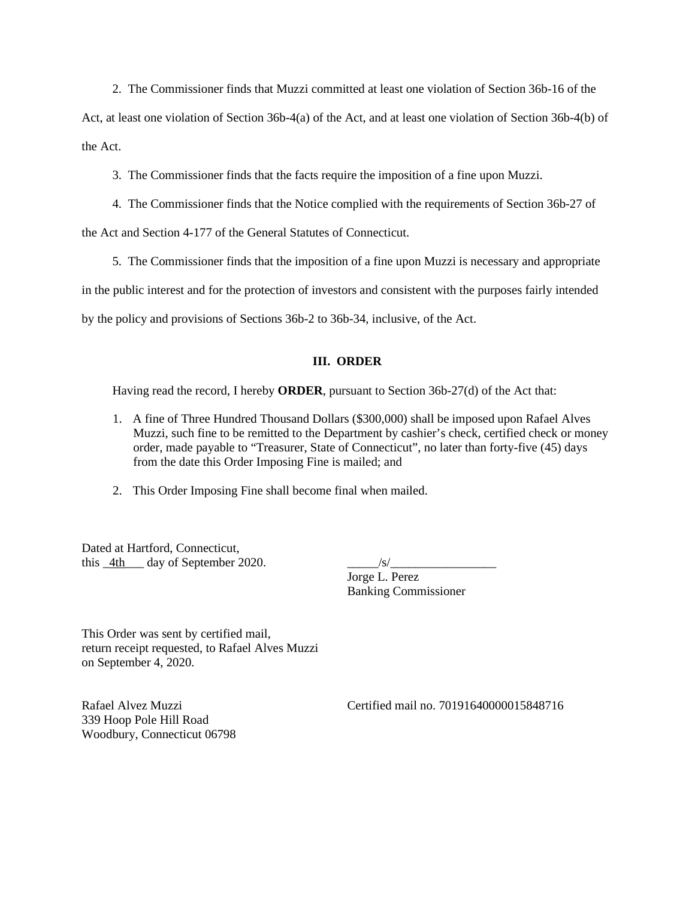2. The Commissioner finds that Muzzi committed at least one violation of Section 36b-16 of the Act, at least one violation of Section 36b-4(a) of the Act, and at least one violation of Section 36b-4(b) of the Act.

3. The Commissioner finds that the facts require the imposition of a fine upon Muzzi.

4. The Commissioner finds that the Notice complied with the requirements of Section 36b-27 of the Act and Section 4-177 of the General Statutes of Connecticut.

5. The Commissioner finds that the imposition of a fine upon Muzzi is necessary and appropriate in the public interest and for the protection of investors and consistent with the purposes fairly intended by the policy and provisions of Sections 36b-2 to 36b-34, inclusive, of the Act.

## III. ORDER

Having read the record, I hereby **ORDER**, pursuant to Section 36b-27(d) of the Act that:

1. A fine of Three Hundred Thousand Dollars ($300,000) shall be imposed upon Rafael Alves Muzzi, such fine to be remitted to the Department by cashier's check, certified check or money order, made payable to "Treasurer, State of Connecticut", no later than forty-five (45) days from the date this Order Imposing Fine is mailed; and

2. This Order Imposing Fine shall become final when mailed.

Dated at Hartford, Connecticut,
this _4th___ day of September 2020.

_____/s/_________________
Jorge L. Perez
Banking Commissioner

This Order was sent by certified mail,
return receipt requested, to Rafael Alves Muzzi
on September 4, 2020.

Rafael Alvez Muzzi
339 Hoop Pole Hill Road
Woodbury, Connecticut 06798

Certified mail no. 70191640000015848716